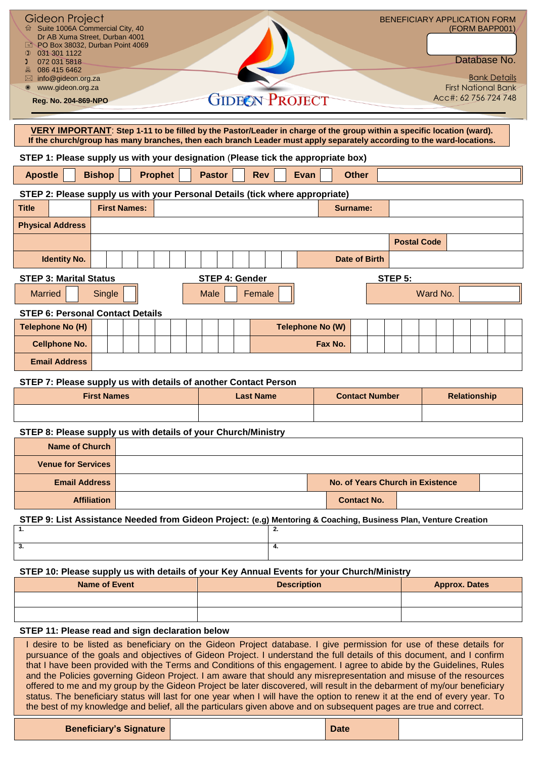Gideon Project
Suite 1006A Commercial City, 40 Dr AB Xuma Street, Durban 4001
PO Box 38032, Durban Point 4069
031 301 1122
072 031 5818
086 415 6462
info@gideon.org.za
www.gideon.org.za
**Reg. No. 204-869-NPO**

GIDEON PROJECT

BENEFICIARY APPLICATION FORM
(FORM BAPP001)

Database No.

Bank Details
First National Bank
Acc#: 62 756 724 748

**VERY IMPORTANT: Step 1-11 to be filled by the Pastor/Leader in charge of the group within a specific location (ward). If the church/group has many branches, then each branch Leader must apply separately according to the ward-locations.**

**STEP 1: Please supply us with your designation (Please tick the appropriate box)**

| Apostle | | Bishop | | Prophet | | Pastor | | Rev | | Evan | | Other | |
|---|---|---|---|---|---|---|---|---|---|---|---|---|---|

**STEP 2: Please supply us with your Personal Details (tick where appropriate)**

| Title | | First Names: | | Surname: | |
|---|---|---|---|---|---|
| Physical Address | | | | | |
| | | | | Postal Code | |
| Identity No. | | | | Date of Birth | |

**STEP 3: Marital Status**

| Married | | Single | |
|---|---|---|---|

**STEP 4: Gender**

| Male | | Female | |
|---|---|---|---|

**STEP 5:**

| Ward No. | |
|---|---|

**STEP 6: Personal Contact Details**

| Telephone No (H) | | Telephone No (W) | |
|---|---|---|---|
| Cellphone No. | | Fax No. | |
| Email Address | | | |

**STEP 7: Please supply us with details of another Contact Person**

| First Names | Last Name | Contact Number | Relationship |
|---|---|---|---|
| | | | |

**STEP 8: Please supply us with details of your Church/Ministry**

| Name of Church | | | |
|---|---|---|---|
| Venue for Services | | | |
| Email Address | | No. of Years Church in Existence | |
| Affiliation | | Contact No. | |

**STEP 9: List Assistance Needed from Gideon Project: (e.g) Mentoring & Coaching, Business Plan, Venture Creation**

| 1. | 2. |
|---|---|
| 3. | 4. |

**STEP 10: Please supply us with details of your Key Annual Events for your Church/Ministry**

| Name of Event | Description | Approx. Dates |
|---|---|---|
| | | |
| | | |

**STEP 11: Please read and sign declaration below**

I desire to be listed as beneficiary on the Gideon Project database. I give permission for use of these details for pursuance of the goals and objectives of Gideon Project. I understand the full details of this document, and I confirm that I have been provided with the Terms and Conditions of this engagement. I agree to abide by the Guidelines, Rules and the Policies governing Gideon Project. I am aware that should any misrepresentation and misuse of the resources offered to me and my group by the Gideon Project be later discovered, will result in the debarment of my/our beneficiary status. The beneficiary status will last for one year when I will have the option to renew it at the end of every year. To the best of my knowledge and belief, all the particulars given above and on subsequent pages are true and correct.

| Beneficiary's Signature | | Date | |
|---|---|---|---|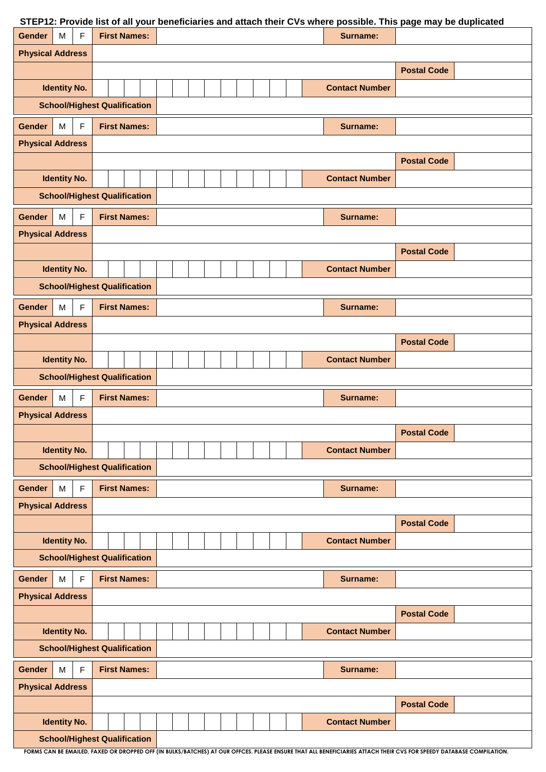**STEP12: Provide list of all your beneficiaries and attach their CVs where possible. This page may be duplicated**

| | | | | | |
|---|---|---|---|---|---|
| **Gender** | M | F | **First Names:** | **Surname:** | |
| **Physical Address** | | | | | |
| | | | | **Postal Code** | |
| **Identity No.** | | | | **Contact Number** | |
| **School/Highest Qualification** | | | | | |

| | | | | | |
|---|---|---|---|---|---|
| **Gender** | M | F | **First Names:** | **Surname:** | |
| **Physical Address** | | | | | |
| | | | | **Postal Code** | |
| **Identity No.** | | | | **Contact Number** | |
| **School/Highest Qualification** | | | | | |

| | | | | | |
|---|---|---|---|---|---|
| **Gender** | M | F | **First Names:** | **Surname:** | |
| **Physical Address** | | | | | |
| | | | | **Postal Code** | |
| **Identity No.** | | | | **Contact Number** | |
| **School/Highest Qualification** | | | | | |

| | | | | | |
|---|---|---|---|---|---|
| **Gender** | M | F | **First Names:** | **Surname:** | |
| **Physical Address** | | | | | |
| | | | | **Postal Code** | |
| **Identity No.** | | | | **Contact Number** | |
| **School/Highest Qualification** | | | | | |

| | | | | | |
|---|---|---|---|---|---|
| **Gender** | M | F | **First Names:** | **Surname:** | |
| **Physical Address** | | | | | |
| | | | | **Postal Code** | |
| **Identity No.** | | | | **Contact Number** | |
| **School/Highest Qualification** | | | | | |

| | | | | | |
|---|---|---|---|---|---|
| **Gender** | M | F | **First Names:** | **Surname:** | |
| **Physical Address** | | | | | |
| | | | | **Postal Code** | |
| **Identity No.** | | | | **Contact Number** | |
| **School/Highest Qualification** | | | | | |

| | | | | | |
|---|---|---|---|---|---|
| **Gender** | M | F | **First Names:** | **Surname:** | |
| **Physical Address** | | | | | |
| | | | | **Postal Code** | |
| **Identity No.** | | | | **Contact Number** | |
| **School/Highest Qualification** | | | | | |

| | | | | | |
|---|---|---|---|---|---|
| **Gender** | M | F | **First Names:** | **Surname:** | |
| **Physical Address** | | | | | |
| | | | | **Postal Code** | |
| **Identity No.** | | | | **Contact Number** | |
| **School/Highest Qualification** | | | | | |

**FORMS CAN BE EMAILED, FAXED OR DROPPED OFF (IN BULKS/BATCHES) AT OUR OFFCES. PLEASE ENSURE THAT ALL BENEFICIARIES ATTACH THEIR CVS FOR SPEEDY DATABASE COMPILATION.**